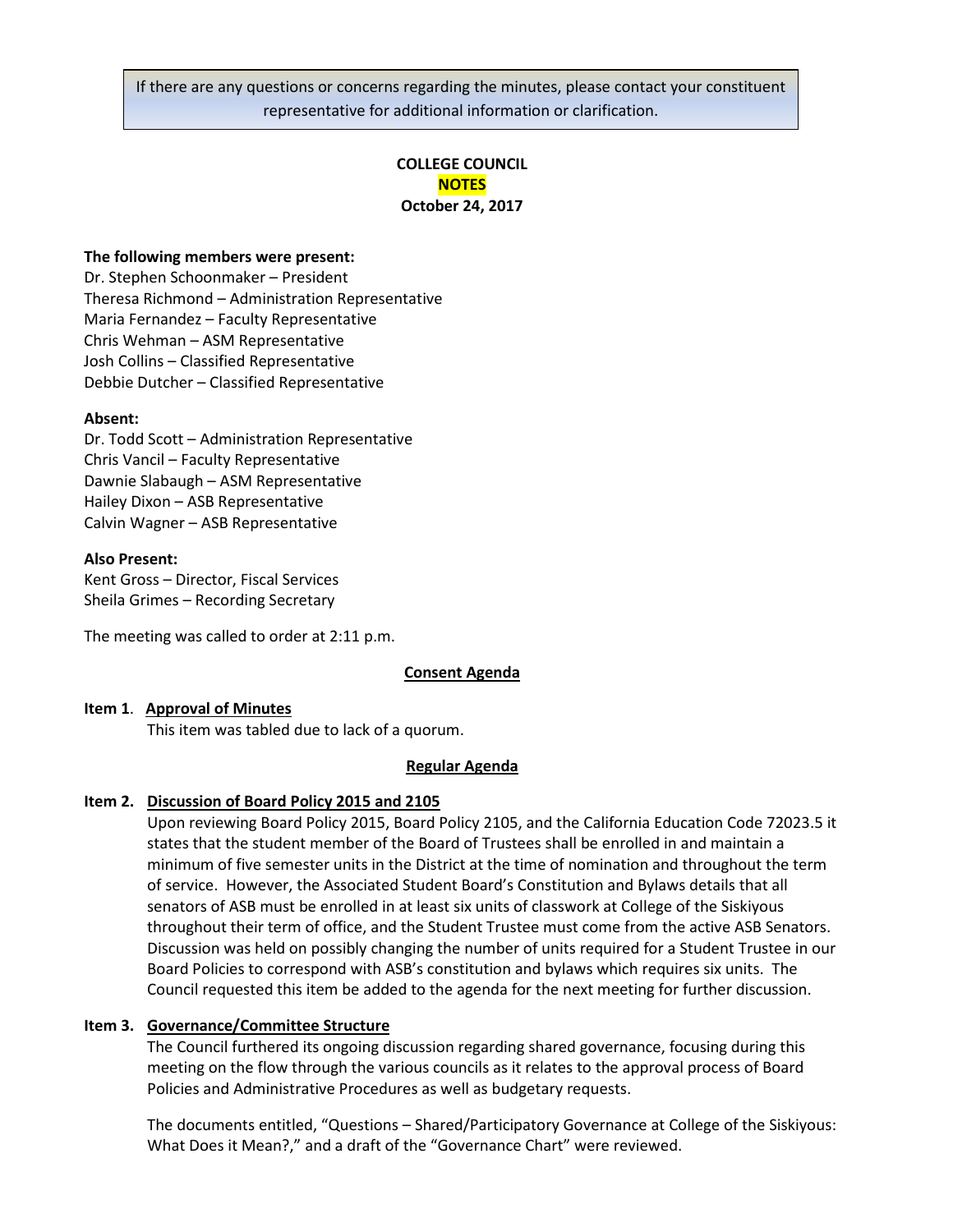If there are any questions or concerns regarding the minutes, please contact your constituent representative for additional information or clarification.

**COLLEGE COUNCIL**
**NOTES**
**October 24, 2017**

**The following members were present:**
Dr. Stephen Schoonmaker – President
Theresa Richmond – Administration Representative
Maria Fernandez – Faculty Representative
Chris Wehman – ASM Representative
Josh Collins – Classified Representative
Debbie Dutcher – Classified Representative

**Absent:**
Dr. Todd Scott – Administration Representative
Chris Vancil – Faculty Representative
Dawnie Slabaugh – ASM Representative
Hailey Dixon – ASB Representative
Calvin Wagner – ASB Representative

**Also Present:**
Kent Gross – Director, Fiscal Services
Sheila Grimes – Recording Secretary

The meeting was called to order at 2:11 p.m.

**Consent Agenda**

**Item 1**. **Approval of Minutes**

This item was tabled due to lack of a quorum.

**Regular Agenda**

**Item 2. Discussion of Board Policy 2015 and 2105**

Upon reviewing Board Policy 2015, Board Policy 2105, and the California Education Code 72023.5 it states that the student member of the Board of Trustees shall be enrolled in and maintain a minimum of five semester units in the District at the time of nomination and throughout the term of service. However, the Associated Student Board's Constitution and Bylaws details that all senators of ASB must be enrolled in at least six units of classwork at College of the Siskiyous throughout their term of office, and the Student Trustee must come from the active ASB Senators. Discussion was held on possibly changing the number of units required for a Student Trustee in our Board Policies to correspond with ASB's constitution and bylaws which requires six units. The Council requested this item be added to the agenda for the next meeting for further discussion.

**Item 3. Governance/Committee Structure**

The Council furthered its ongoing discussion regarding shared governance, focusing during this meeting on the flow through the various councils as it relates to the approval process of Board Policies and Administrative Procedures as well as budgetary requests.

The documents entitled, "Questions – Shared/Participatory Governance at College of the Siskiyous: What Does it Mean?," and a draft of the "Governance Chart" were reviewed.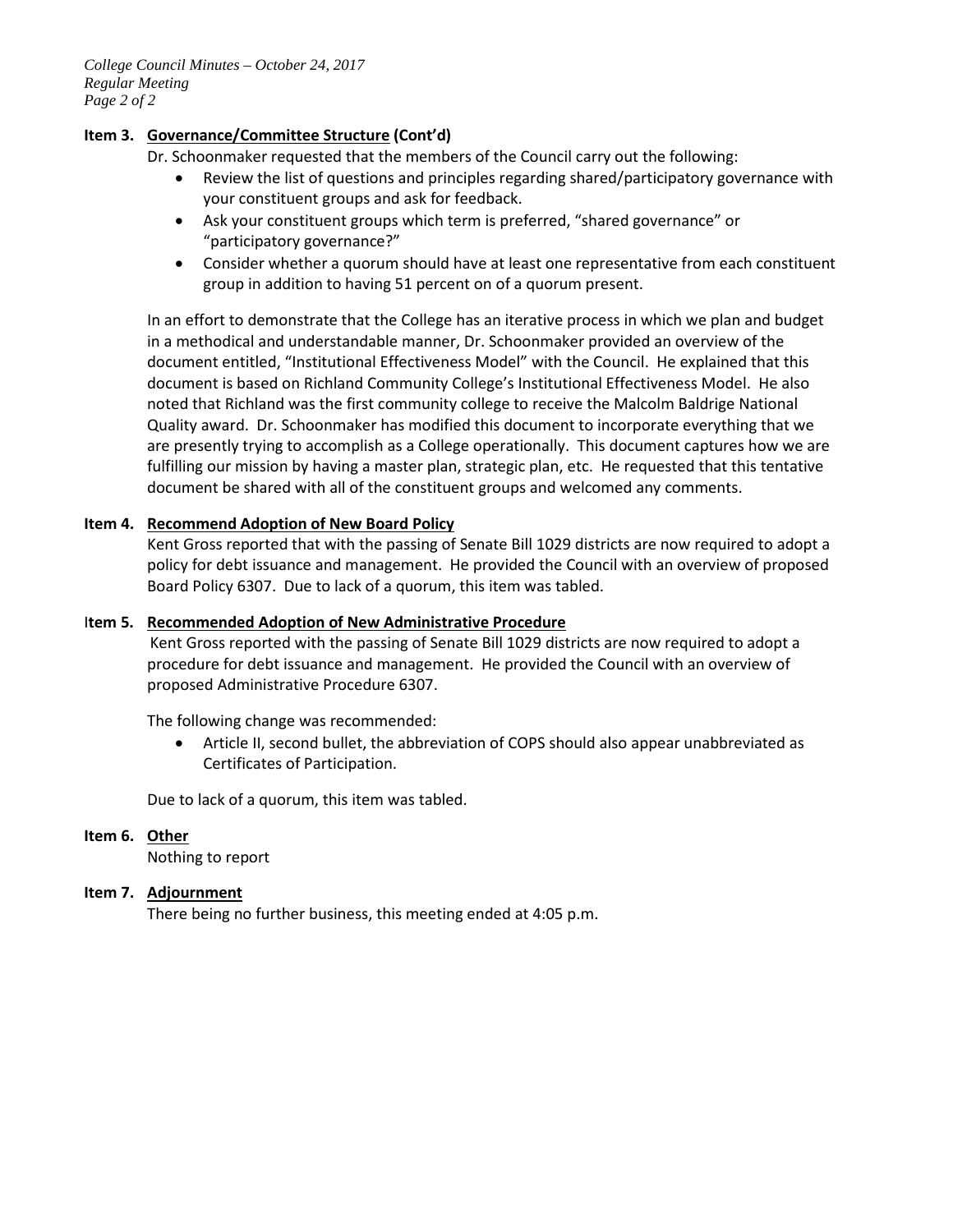**Item 3. Governance/Committee Structure (Cont'd)**

Dr. Schoonmaker requested that the members of the Council carry out the following:

- Review the list of questions and principles regarding shared/participatory governance with your constituent groups and ask for feedback.
- Ask your constituent groups which term is preferred, "shared governance" or "participatory governance?"
- Consider whether a quorum should have at least one representative from each constituent group in addition to having 51 percent on of a quorum present.

In an effort to demonstrate that the College has an iterative process in which we plan and budget in a methodical and understandable manner, Dr. Schoonmaker provided an overview of the document entitled, "Institutional Effectiveness Model" with the Council. He explained that this document is based on Richland Community College's Institutional Effectiveness Model. He also noted that Richland was the first community college to receive the Malcolm Baldrige National Quality award. Dr. Schoonmaker has modified this document to incorporate everything that we are presently trying to accomplish as a College operationally. This document captures how we are fulfilling our mission by having a master plan, strategic plan, etc. He requested that this tentative document be shared with all of the constituent groups and welcomed any comments.

**Item 4. Recommend Adoption of New Board Policy**

Kent Gross reported that with the passing of Senate Bill 1029 districts are now required to adopt a policy for debt issuance and management. He provided the Council with an overview of proposed Board Policy 6307. Due to lack of a quorum, this item was tabled.

**Item 5. Recommended Adoption of New Administrative Procedure**

Kent Gross reported with the passing of Senate Bill 1029 districts are now required to adopt a procedure for debt issuance and management. He provided the Council with an overview of proposed Administrative Procedure 6307.

The following change was recommended:

- Article II, second bullet, the abbreviation of COPS should also appear unabbreviated as Certificates of Participation.

Due to lack of a quorum, this item was tabled.

**Item 6. Other**

Nothing to report

**Item 7. Adjournment**

There being no further business, this meeting ended at 4:05 p.m.